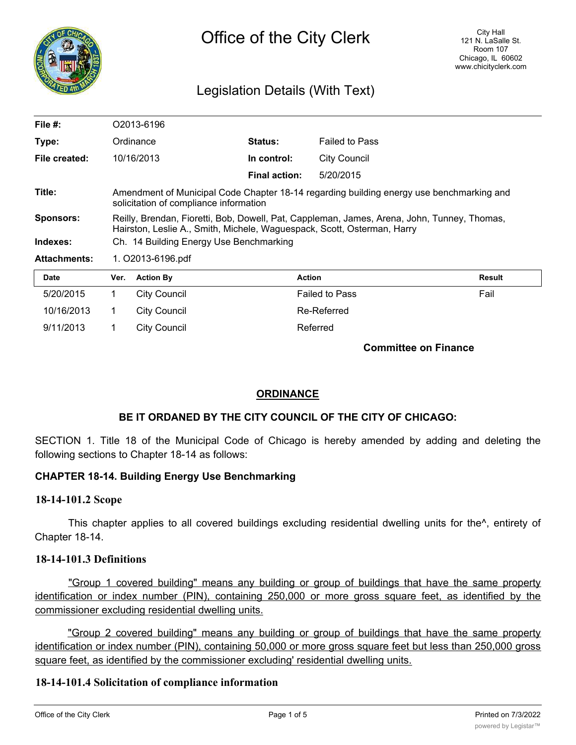# Office of the City Clerk

City Hall
121 N. LaSalle St.
Room 107
Chicago, IL 60602
www.chicityclerk.com

## Legislation Details (With Text)

| | | | |
|---|---|---|---|
| **File #:** | O2013-6196 | | |
| **Type:** | Ordinance | **Status:** | Failed to Pass |
| **File created:** | 10/16/2013 | **In control:** | City Council |
| | | **Final action:** | 5/20/2015 |

**Title:** Amendment of Municipal Code Chapter 18-14 regarding building energy use benchmarking and solicitation of compliance information

**Sponsors:** Reilly, Brendan, Fioretti, Bob, Dowell, Pat, Cappleman, James, Arena, John, Tunney, Thomas, Hairston, Leslie A., Smith, Michele, Waguespack, Scott, Osterman, Harry

**Indexes:** Ch. 14 Building Energy Use Benchmarking

**Attachments:** 1. O2013-6196.pdf

| Date | Ver. | Action By | Action | Result |
|---|---|---|---|---|
| 5/20/2015 | 1 | City Council | Failed to Pass | Fail |
| 10/16/2013 | 1 | City Council | Re-Referred | |
| 9/11/2013 | 1 | City Council | Referred | |

**Committee on Finance**

**ORDINANCE**

**BE IT ORDANED BY THE CITY COUNCIL OF THE CITY OF CHICAGO:**

SECTION 1. Title 18 of the Municipal Code of Chicago is hereby amended by adding and deleting the following sections to Chapter 18-14 as follows:

**CHAPTER 18-14. Building Energy Use Benchmarking**

**18-14-101.2 Scope**

This chapter applies to all covered buildings excluding residential dwelling units for the^, entirety of Chapter 18-14.

**18-14-101.3 Definitions**

<u>"Group 1 covered building" means any building or group of buildings that have the same property identification or index number (PIN), containing 250,000 or more gross square feet, as identified by the commissioner excluding residential dwelling units.</u>

<u>"Group 2 covered building" means any building or group of buildings that have the same property identification or index number (PIN), containing 50,000 or more gross square feet but less than 250,000 gross square feet, as identified by the commissioner excluding' residential dwelling units.</u>

**18-14-101.4 Solicitation of compliance information**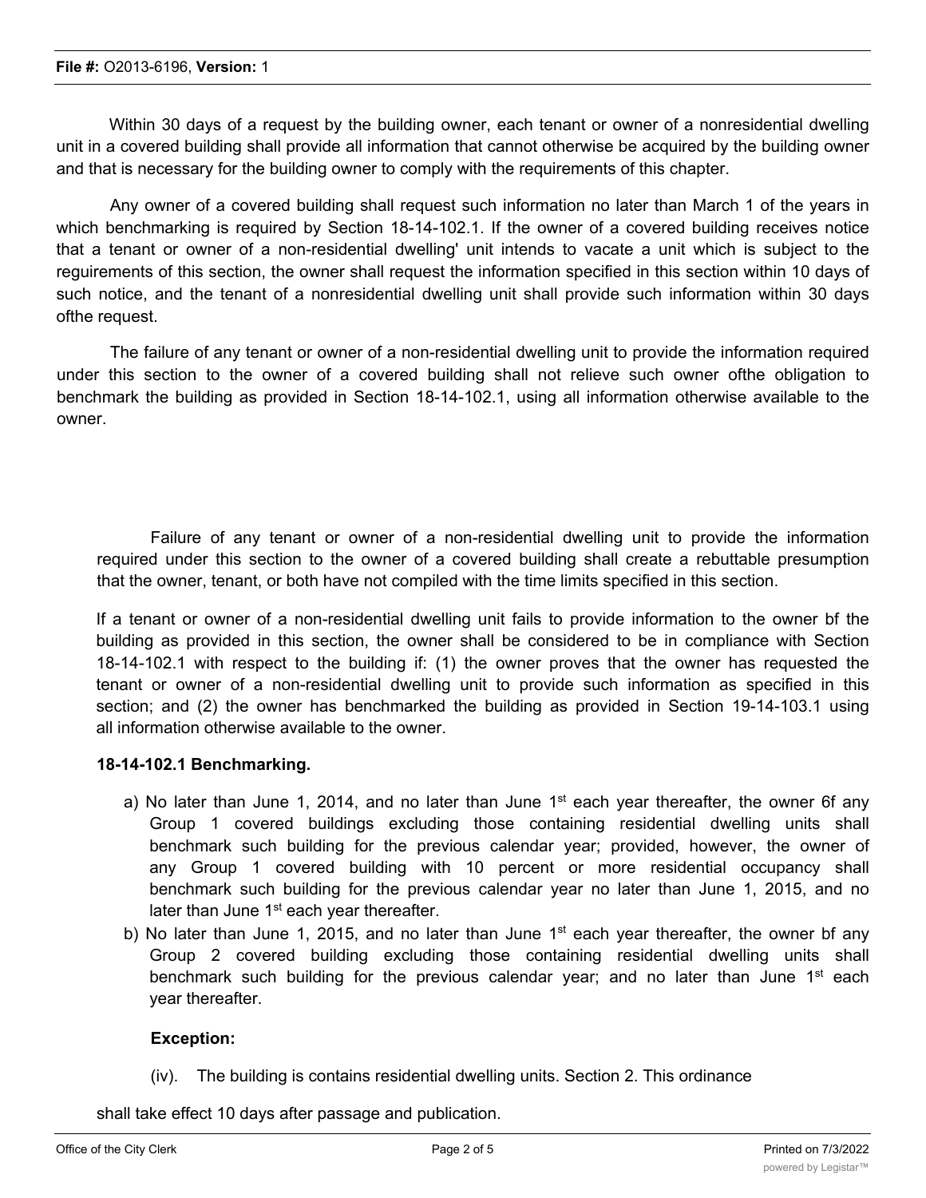Within 30 days of a request by the building owner, each tenant or owner of a nonresidential dwelling unit in a covered building shall provide all information that cannot otherwise be acquired by the building owner and that is necessary for the building owner to comply with the requirements of this chapter.

Any owner of a covered building shall request such information no later than March 1 of the years in which benchmarking is required by Section 18-14-102.1. If the owner of a covered building receives notice that a tenant or owner of a non-residential dwelling' unit intends to vacate a unit which is subject to the reguirements of this section, the owner shall request the information specified in this section within 10 days of such notice, and the tenant of a nonresidential dwelling unit shall provide such information within 30 days ofthe request.

The failure of any tenant or owner of a non-residential dwelling unit to provide the information required under this section to the owner of a covered building shall not relieve such owner ofthe obligation to benchmark the building as provided in Section 18-14-102.1, using all information otherwise available to the owner.

Failure of any tenant or owner of a non-residential dwelling unit to provide the information required under this section to the owner of a covered building shall create a rebuttable presumption that the owner, tenant, or both have not compiled with the time limits specified in this section.

If a tenant or owner of a non-residential dwelling unit fails to provide information to the owner bf the building as provided in this section, the owner shall be considered to be in compliance with Section 18-14-102.1 with respect to the building if: (1) the owner proves that the owner has requested the tenant or owner of a non-residential dwelling unit to provide such information as specified in this section; and (2) the owner has benchmarked the building as provided in Section 19-14-103.1 using all information otherwise available to the owner.

**18-14-102.1 Benchmarking.**

a) No later than June 1, 2014, and no later than June 1st each year thereafter, the owner 6f any Group 1 covered buildings excluding those containing residential dwelling units shall benchmark such building for the previous calendar year; provided, however, the owner of any Group 1 covered building with 10 percent or more residential occupancy shall benchmark such building for the previous calendar year no later than June 1, 2015, and no later than June 1st each year thereafter.
b) No later than June 1, 2015, and no later than June 1st each year thereafter, the owner bf any Group 2 covered building excluding those containing residential dwelling units shall benchmark such building for the previous calendar year; and no later than June 1st each year thereafter.

**Exception:**

(iv). The building is contains residential dwelling units. Section 2. This ordinance

shall take effect 10 days after passage and publication.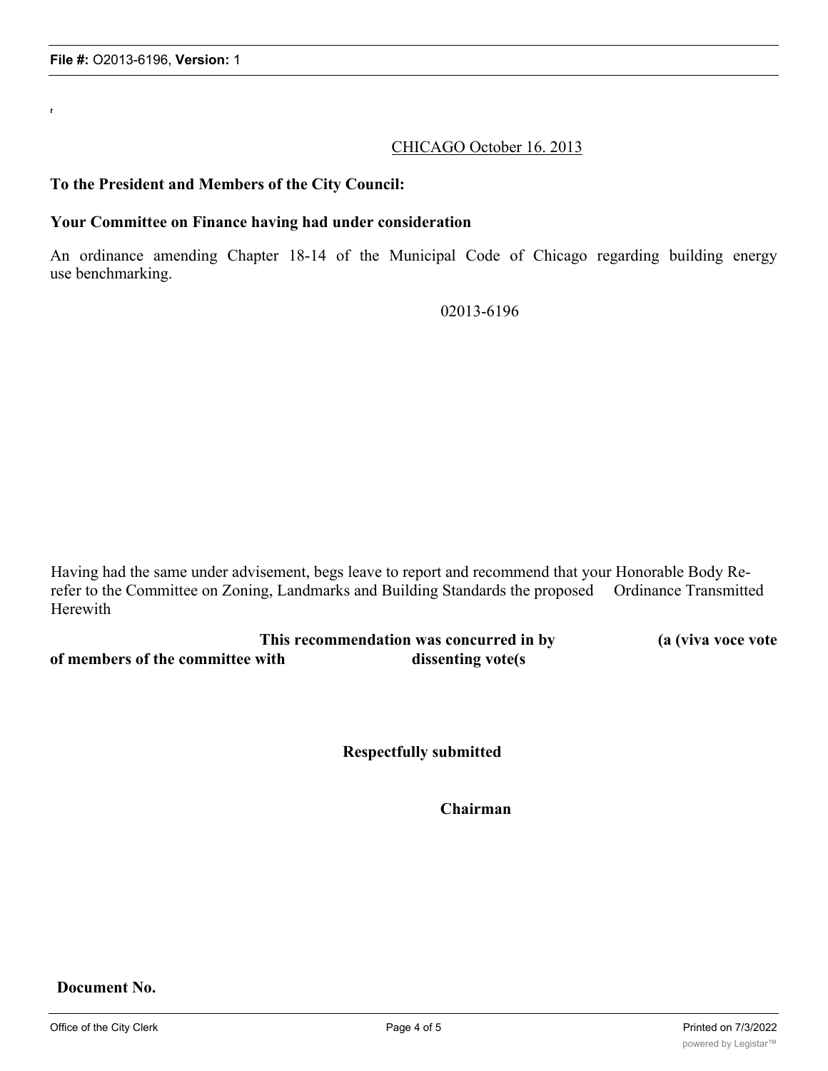t

CHICAGO October 16. 2013

**To the President and Members of the City Council:**

**Your Committee on Finance having had under consideration**

An ordinance amending Chapter 18-14 of the Municipal Code of Chicago regarding building energy use benchmarking.

02013-6196

Having had the same under advisement, begs leave to report and recommend that your Honorable Body Re-refer to the Committee on Zoning, Landmarks and Building Standards the proposed Ordinance Transmitted Herewith

**This recommendation was concurred in by (a (viva voce vote of members of the committee with dissenting vote(s**

**Respectfully submitted**

**Chairman**

**Document No.**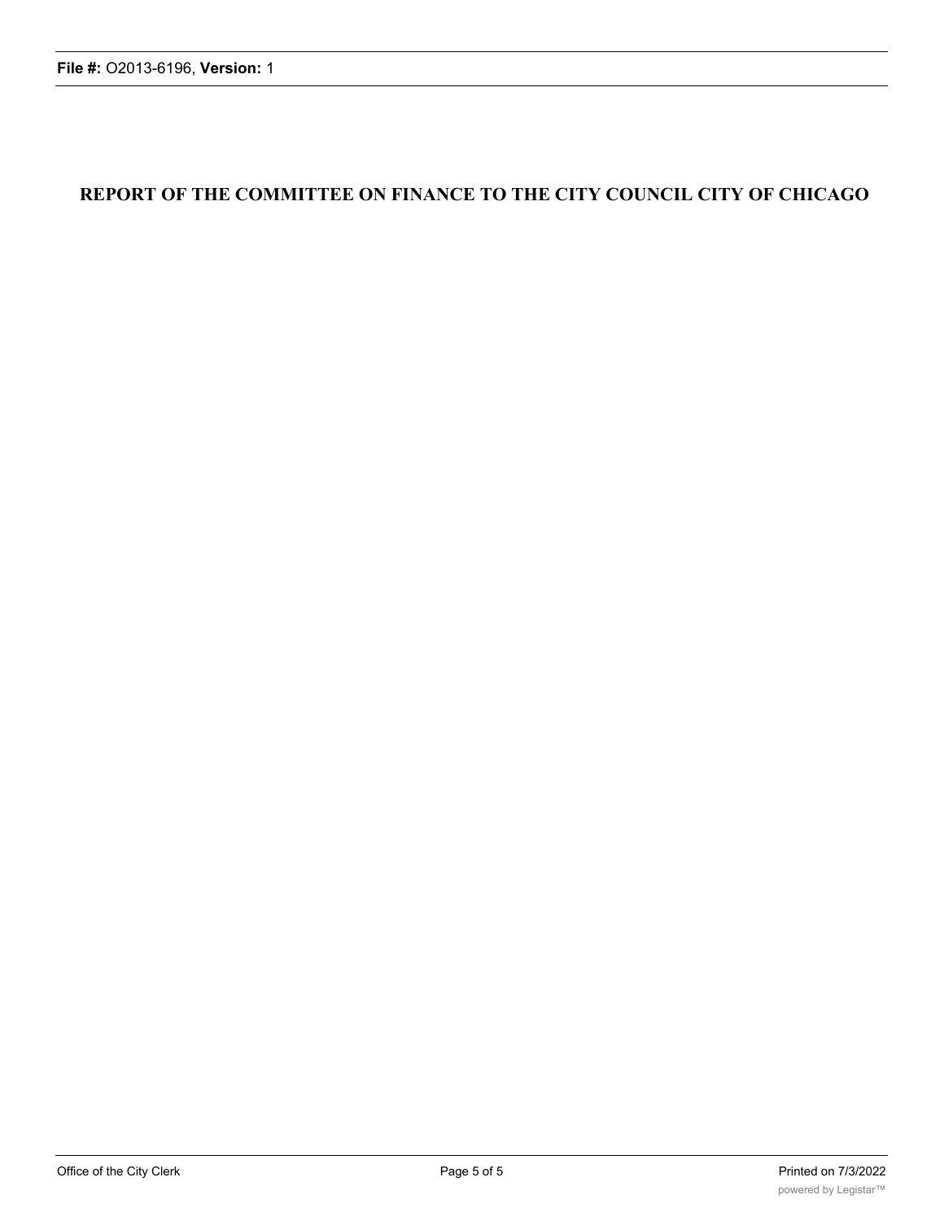## REPORT OF THE COMMITTEE ON FINANCE TO THE CITY COUNCIL CITY OF CHICAGO